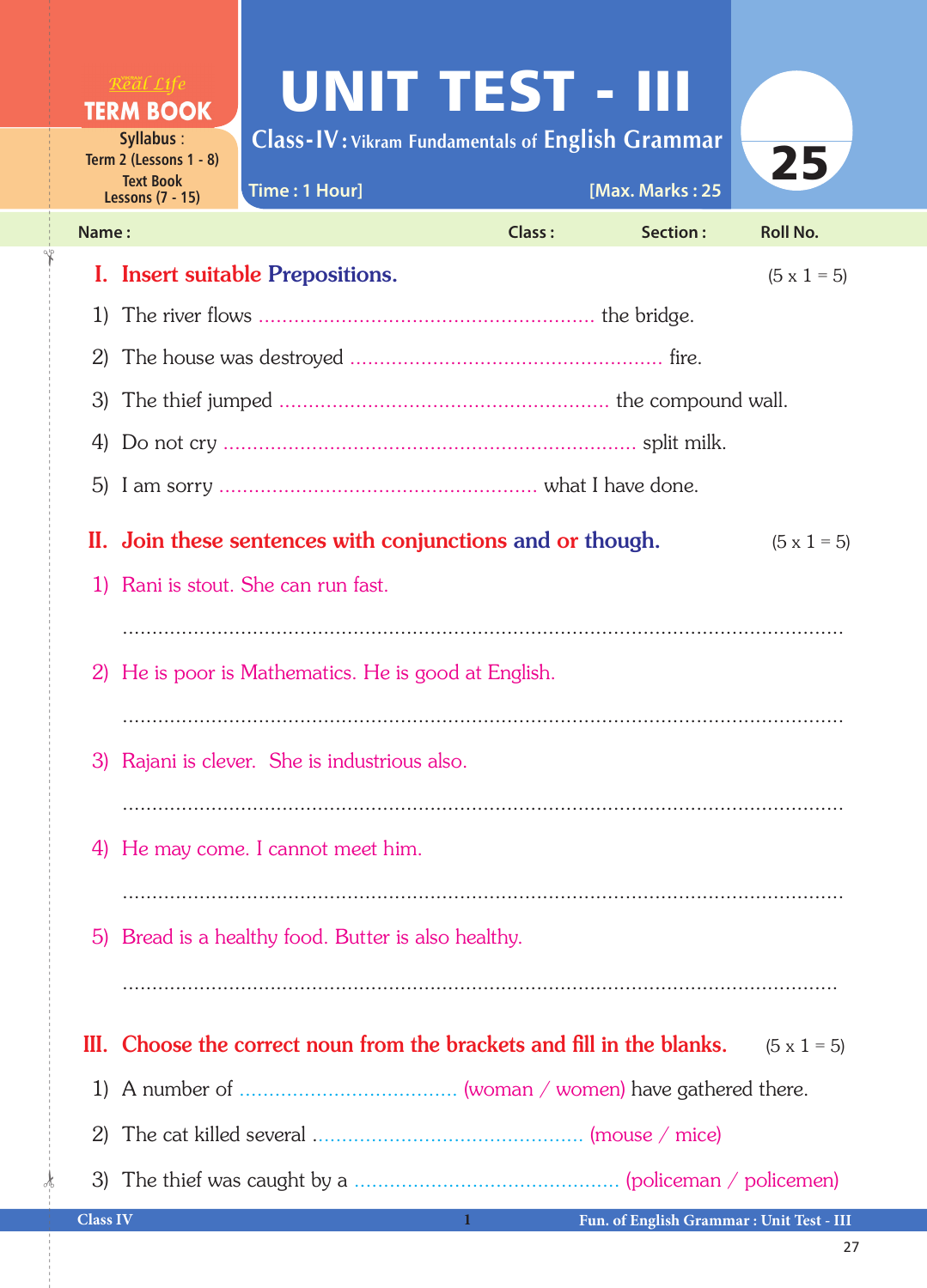Real Life
**TERM BOOK**
Syllabus : Term 2 (Lessons 1 - 8)
Text Book Lessons (7 - 15)

# UNIT TEST - III

**Class-IV : Vikram Fundamentals of English Grammar**

Time : 1 Hour] [Max. Marks : 25

25

Name : Class : Section : Roll No.

## I. Insert suitable Prepositions. (5 x 1 = 5)

1) The river flows ........................................................ the bridge.
2) The house was destroyed ..................................................... fire.
3) The thief jumped ....................................................... the compound wall.
4) Do not cry ...................................................................... split milk.
5) I am sorry ..................................................... what I have done.

## II. Join these sentences with conjunctions and or though. (5 x 1 = 5)

1) Rani is stout. She can run fast.

..........................................................................................................................

2) He is poor is Mathematics. He is good at English.

..........................................................................................................................

3) Rajani is clever. She is industrious also.

..........................................................................................................................

4) He may come. I cannot meet him.

..........................................................................................................................

5) Bread is a healthy food. Butter is also healthy.

..........................................................................................................................

## III. Choose the correct noun from the brackets and fill in the blanks. (5 x 1 = 5)

1) A number of ..................................... (woman / women) have gathered there.
2) The cat killed several .............................................. (mouse / mice)
3) The thief was caught by a .............................................. (policeman / policemen)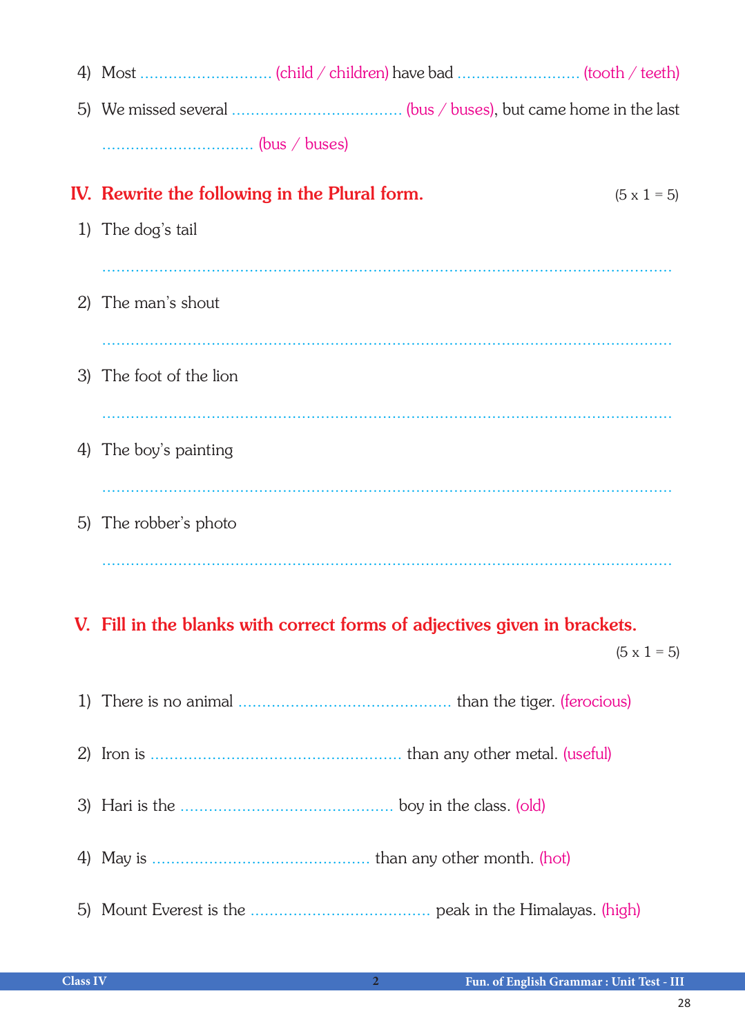4) Most ............................ (child / children) have bad .......................... (tooth / teeth)

5) We missed several .................................... (bus / buses), but came home in the last ................................ (bus / buses)

## IV. Rewrite the following in the Plural form. (5 x 1 = 5)

1) The dog's tail

.....................................................................................................................

2) The man's shout

.....................................................................................................................

3) The foot of the lion

.....................................................................................................................

4) The boy's painting

.....................................................................................................................

5) The robber's photo

.....................................................................................................................

## V. Fill in the blanks with correct forms of adjectives given in brackets. (5 x 1 = 5)

1) There is no animal ............................................ than the tiger. (ferocious)

2) Iron is .................................................... than any other metal. (useful)

3) Hari is the ............................................ boy in the class. (old)

4) May is .............................................. than any other month. (hot)

5) Mount Everest is the ...................................... peak in the Himalayas. (high)